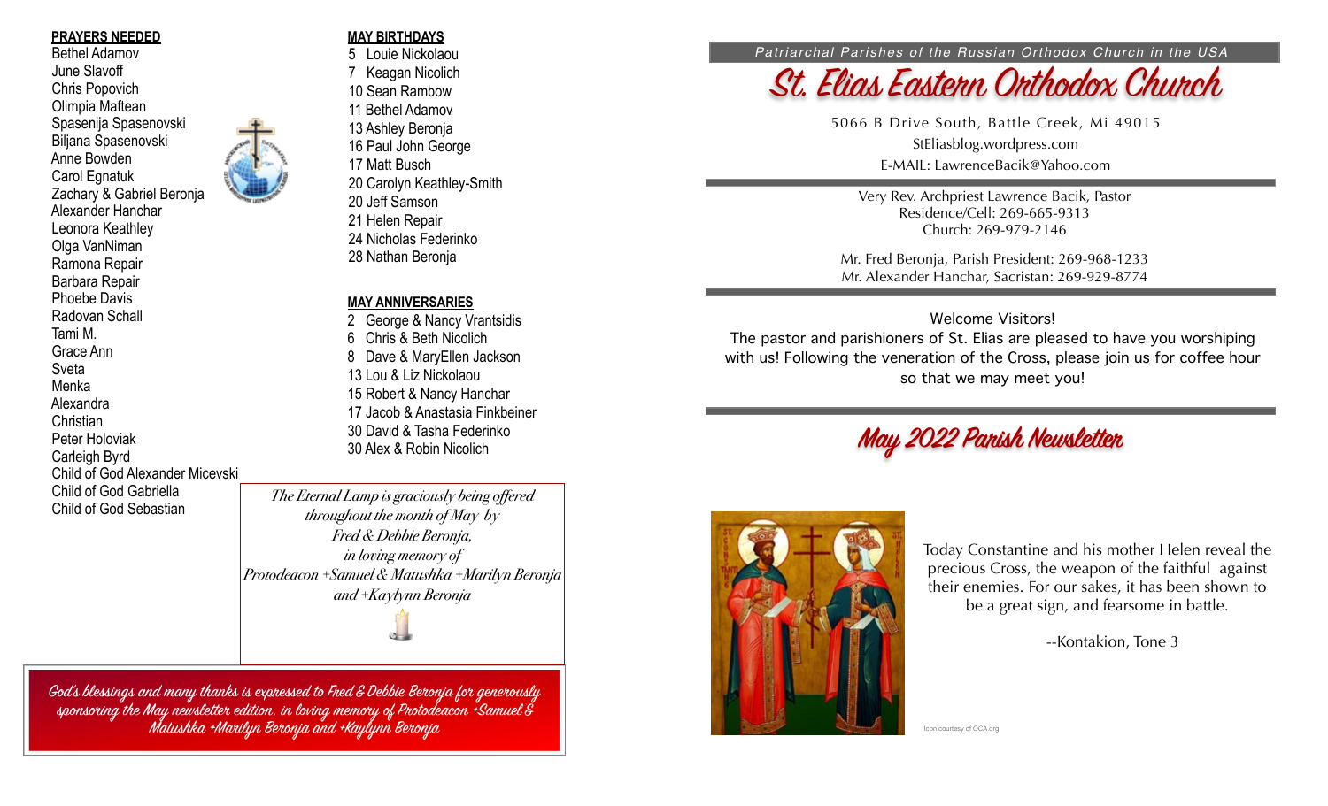## PRAYERS NEEDED

Bethel Adamov
June Slavoff
Chris Popovich
Olimpia Maftean
Spasenija Spasenovski
Biljana Spasenovski
Anne Bowden
Carol Egnatuk
Zachary & Gabriel Beronja
Alexander Hanchar
Leonora Keathley
Olga VanNiman
Ramona Repair
Barbara Repair
Phoebe Davis
Radovan Schall
Tami M.
Grace Ann
Sveta
Menka
Alexandra
Christian
Peter Holoviak
Carleigh Byrd
Child of God Alexander Micevski
Child of God Gabriella
Child of God Sebastian

## MAY BIRTHDAYS

5 Louie Nickolaou
7 Keagan Nicolich
10 Sean Rambow
11 Bethel Adamov
13 Ashley Beronja
16 Paul John George
17 Matt Busch
20 Carolyn Keathley-Smith
20 Jeff Samson
21 Helen Repair
24 Nicholas Federinko
28 Nathan Beronja

## MAY ANNIVERSARIES

2 George & Nancy Vrantsidis
6 Chris & Beth Nicolich
8 Dave & MaryEllen Jackson
13 Lou & Liz Nickolaou
15 Robert & Nancy Hanchar
17 Jacob & Anastasia Finkbeiner
30 David & Tasha Federinko
30 Alex & Robin Nicolich

*The Eternal Lamp is graciously being offered throughout the month of May by Fred & Debbie Beronja, in loving memory of Protodeacon +Samuel & Matushka +Marilyn Beronja and +Kaylynn Beronja*

*God's blessings and many thanks is expressed to Fred & Debbie Beronja for generously sponsoring the May newsletter edition, in loving memory of Protodeacon +Samuel & Matushka +Marilyn Beronja and +Kaylynn Beronja*

*Patriarchal Parishes of the Russian Orthodox Church in the USA*

# St. Elias Eastern Orthodox Church

5066 B Drive South, Battle Creek, Mi 49015
StEliasblog.wordpress.com
E-MAIL: LawrenceBacik@Yahoo.com

Very Rev. Archpriest Lawrence Bacik, Pastor
Residence/Cell: 269-665-9313
Church: 269-979-2146

Mr. Fred Beronja, Parish President: 269-968-1233
Mr. Alexander Hanchar, Sacristan: 269-929-8774

Welcome Visitors!
The pastor and parishioners of St. Elias are pleased to have you worshiping with us! Following the veneration of the Cross, please join us for coffee hour so that we may meet you!

## May 2022 Parish Newsletter

Today Constantine and his mother Helen reveal the precious Cross, the weapon of the faithful against their enemies. For our sakes, it has been shown to be a great sign, and fearsome in battle.

--Kontakion, Tone 3

Icon courtesy of OCA.org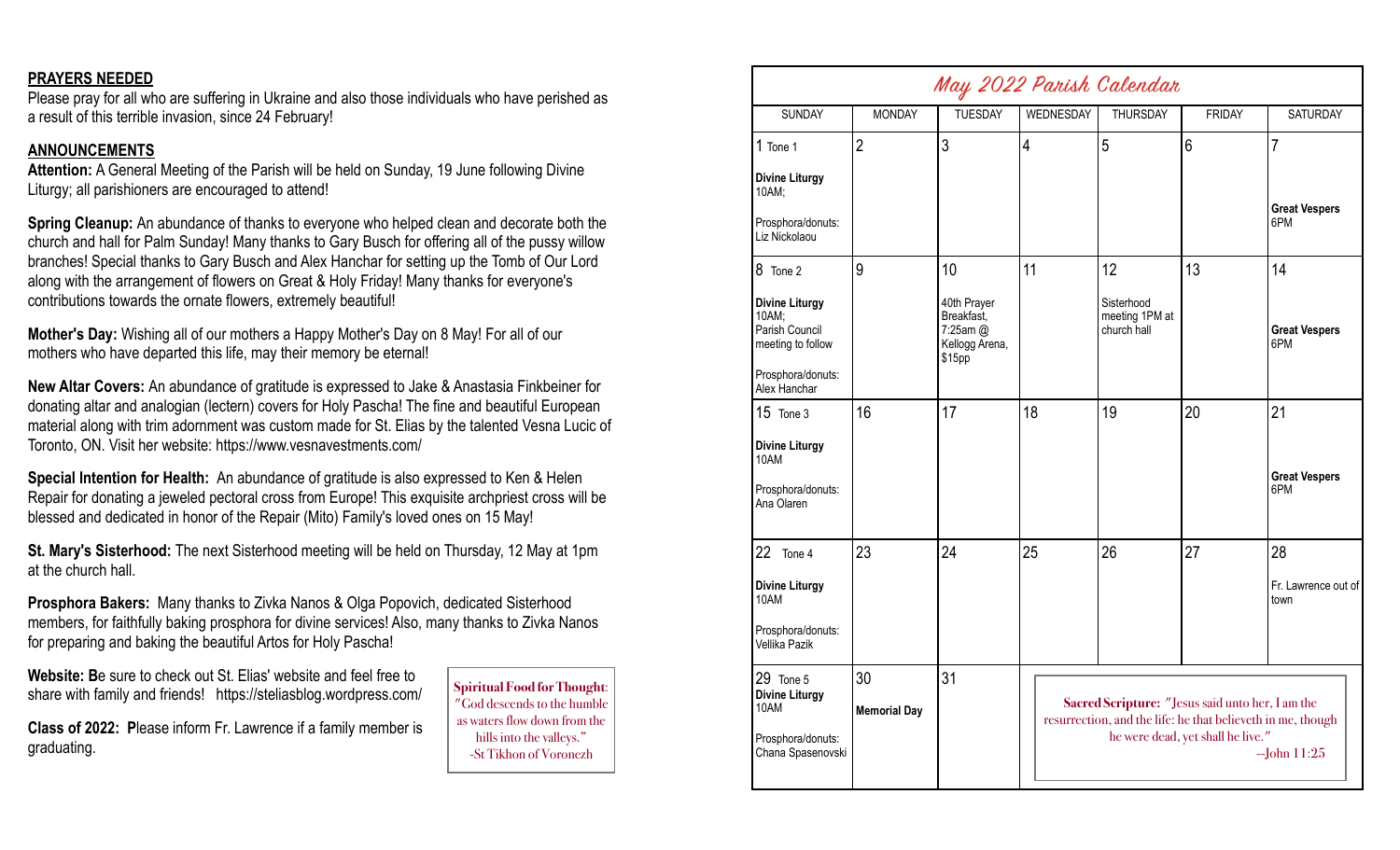## PRAYERS NEEDED

Please pray for all who are suffering in Ukraine and also those individuals who have perished as a result of this terrible invasion, since 24 February!

## ANNOUNCEMENTS

**Attention:** A General Meeting of the Parish will be held on Sunday, 19 June following Divine Liturgy; all parishioners are encouraged to attend!

**Spring Cleanup:** An abundance of thanks to everyone who helped clean and decorate both the church and hall for Palm Sunday! Many thanks to Gary Busch for offering all of the pussy willow branches! Special thanks to Gary Busch and Alex Hanchar for setting up the Tomb of Our Lord along with the arrangement of flowers on Great & Holy Friday! Many thanks for everyone's contributions towards the ornate flowers, extremely beautiful!

**Mother's Day:** Wishing all of our mothers a Happy Mother's Day on 8 May! For all of our mothers who have departed this life, may their memory be eternal!

**New Altar Covers:** An abundance of gratitude is expressed to Jake & Anastasia Finkbeiner for donating altar and analogian (lectern) covers for Holy Pascha! The fine and beautiful European material along with trim adornment was custom made for St. Elias by the talented Vesna Lucic of Toronto, ON. Visit her website: https://www.vesnavestments.com/

**Special Intention for Health:** An abundance of gratitude is also expressed to Ken & Helen Repair for donating a jeweled pectoral cross from Europe! This exquisite archpriest cross will be blessed and dedicated in honor of the Repair (Mito) Family's loved ones on 15 May!

**St. Mary's Sisterhood:** The next Sisterhood meeting will be held on Thursday, 12 May at 1pm at the church hall.

**Prosphora Bakers:** Many thanks to Zivka Nanos & Olga Popovich, dedicated Sisterhood members, for faithfully baking prosphora for divine services! Also, many thanks to Zivka Nanos for preparing and baking the beautiful Artos for Holy Pascha!

**Website: B**e sure to check out St. Elias' website and feel free to share with family and friends! https://steliasblog.wordpress.com/

**Class of 2022: P**lease inform Fr. Lawrence if a family member is graduating.

**Spiritual Food for Thought:** "God descends to the humble as waters flow down from the hills into the valleys." -St Tikhon of Voronezh

## May 2022 Parish Calendar

| SUNDAY | MONDAY | TUESDAY | WEDNESDAY | THURSDAY | FRIDAY | SATURDAY |
|---|---|---|---|---|---|---|
| 1 Tone 1<br>**Divine Liturgy** 10AM;<br>Prosphora/donuts: Liz Nickolaou | 2 | 3 | 4 | 5 | 6 | 7<br>**Great Vespers** 6PM |
| 8 Tone 2<br>**Divine Liturgy** 10AM; Parish Council meeting to follow<br>Prosphora/donuts: Alex Hanchar | 9 | 10<br>40th Prayer Breakfast, 7:25am @ Kellogg Arena, $15pp | 11 | 12<br>Sisterhood meeting 1PM at church hall | 13 | 14<br>**Great Vespers** 6PM |
| 15 Tone 3<br>**Divine Liturgy** 10AM<br>Prosphora/donuts: Ana Olaren | 16 | 17 | 18 | 19 | 20 | 21<br>**Great Vespers** 6PM |
| 22 Tone 4<br>**Divine Liturgy** 10AM<br>Prosphora/donuts: Vellika Pazik | 23 | 24 | 25 | 26 | 27 | 28<br>Fr. Lawrence out of town |
| 29 Tone 5<br>**Divine Liturgy** 10AM<br>Prosphora/donuts: Chana Spasenovski | 30<br>**Memorial Day** | 31 | | | | |

**Sacred Scripture:** "Jesus said unto her, I am the resurrection, and the life: he that believeth in me, though he were dead, yet shall he live." --John 11:25